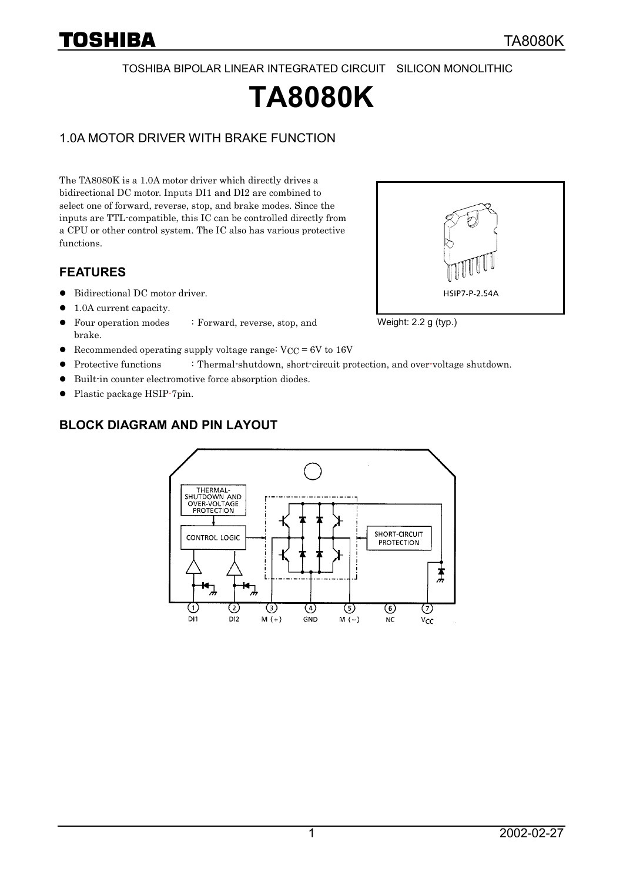TOSHIBA BIPOLAR LINEAR INTEGRATED CIRCUIT SILICON MONOLITHIC

# TA8080K

## 1.0A MOTOR DRIVER WITH BRAKE FUNCTION

The TA8080K is a 1.0A motor driver which directly drives a bidirectional DC motor. Inputs DI1 and DI2 are combined to select one of forward, reverse, stop, and brake modes. Since the inputs are TTL-compatible, this IC can be controlled directly from a CPU or other control system. The IC also has various protective functions.

HSIP7-P-2.54A

Weight: 2.2 g (typ.)

### FEATURES

- Bidirectional DC motor driver.
- 1.0A current capacity.
- Four operation modes : Forward, reverse, stop, and brake.
- Recommended operating supply voltage range: $V_{CC}$ = 6V to 16V
- Protective functions : Thermal-shutdown, short-circuit protection, and over-voltage shutdown.
- Built-in counter electromotive force absorption diodes.
- Plastic package HSIP-7pin.

### BLOCK DIAGRAM AND PIN LAYOUT

THERMAL-SHUTDOWN AND OVER-VOLTAGE PROTECTION

CONTROL LOGIC

SHORT-CIRCUIT PROTECTION

| ① | ② | ③ | ④ | ⑤ | ⑥ | ⑦ |
|---|---|---|---|---|---|---|
| DI1 | DI2 | M (+) | GND | M (−) | NC | $V_{CC}$ |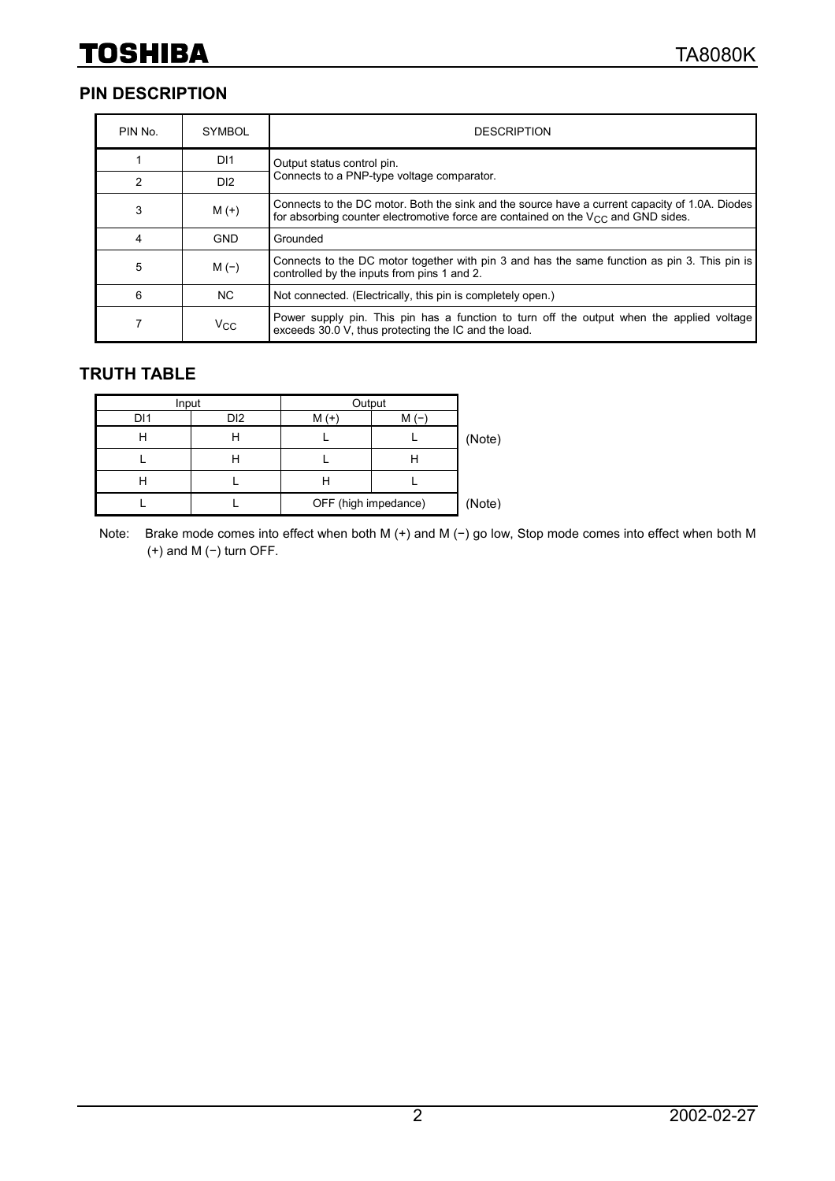## PIN DESCRIPTION

| PIN No. | SYMBOL | DESCRIPTION |
|---|---|---|
| 1 | DI1 | Output status control pin.<br>Connects to a PNP-type voltage comparator. |
| 2 | DI2 | |
| 3 | M (+) | Connects to the DC motor. Both the sink and the source have a current capacity of 1.0A. Diodes for absorbing counter electromotive force are contained on the $V_{CC}$ and GND sides. |
| 4 | GND | Grounded |
| 5 | M (−) | Connects to the DC motor together with pin 3 and has the same function as pin 3. This pin is controlled by the inputs from pins 1 and 2. |
| 6 | NC | Not connected. (Electrically, this pin is completely open.) |
| 7 | $V_{CC}$ | Power supply pin. This pin has a function to turn off the output when the applied voltage exceeds 30.0 V, thus protecting the IC and the load. |

## TRUTH TABLE

| Input | | Output | | |
|---|---|---|---|---|
| DI1 | DI2 | M (+) | M (−) | |
| H | H | L | L | (Note) |
| L | H | L | H | |
| H | L | H | L | |
| L | L | OFF (high impedance) | | (Note) |

Note: Brake mode comes into effect when both M (+) and M (−) go low, Stop mode comes into effect when both M (+) and M (−) turn OFF.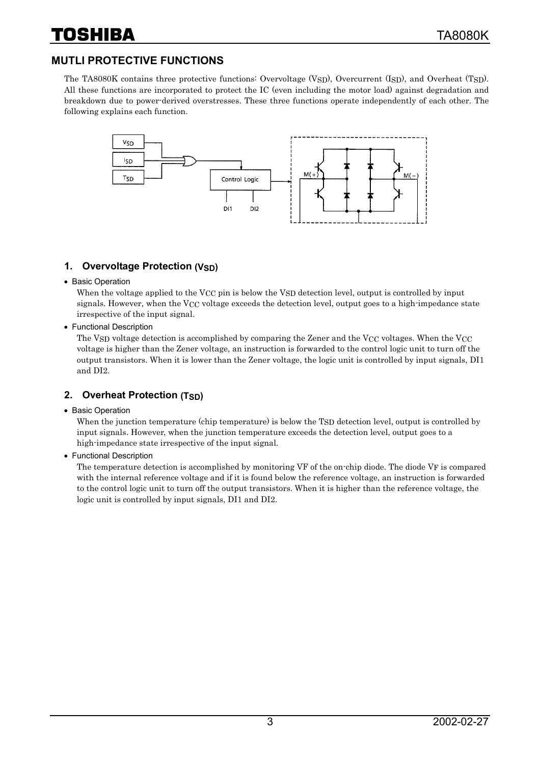## MUTLI PROTECTIVE FUNCTIONS

The TA8080K contains three protective functions: Overvoltage ($V_{SD}$), Overcurrent ($I_{SD}$), and Overheat ($T_{SD}$). All these functions are incorporated to protect the IC (even including the motor load) against degradation and breakdown due to power-derived overstresses. These three functions operate independently of each other. The following explains each function.

### 1. Overvoltage Protection ($V_{SD}$)

- Basic Operation

  When the voltage applied to the VCC pin is below the $V_{SD}$ detection level, output is controlled by input signals. However, when the $V_{CC}$ voltage exceeds the detection level, output goes to a high-impedance state irrespective of the input signal.

- Functional Description

  The $V_{SD}$ voltage detection is accomplished by comparing the Zener and the $V_{CC}$ voltages. When the $V_{CC}$ voltage is higher than the Zener voltage, an instruction is forwarded to the control logic unit to turn off the output transistors. When it is lower than the Zener voltage, the logic unit is controlled by input signals, DI1 and DI2.

### 2. Overheat Protection ($T_{SD}$)

- Basic Operation

  When the junction temperature (chip temperature) is below the $T_{SD}$ detection level, output is controlled by input signals. However, when the junction temperature exceeds the detection level, output goes to a high-impedance state irrespective of the input signal.

- Functional Description

  The temperature detection is accomplished by monitoring VF of the on-chip diode. The diode $V_F$ is compared with the internal reference voltage and if it is found below the reference voltage, an instruction is forwarded to the control logic unit to turn off the output transistors. When it is higher than the reference voltage, the logic unit is controlled by input signals, DI1 and DI2.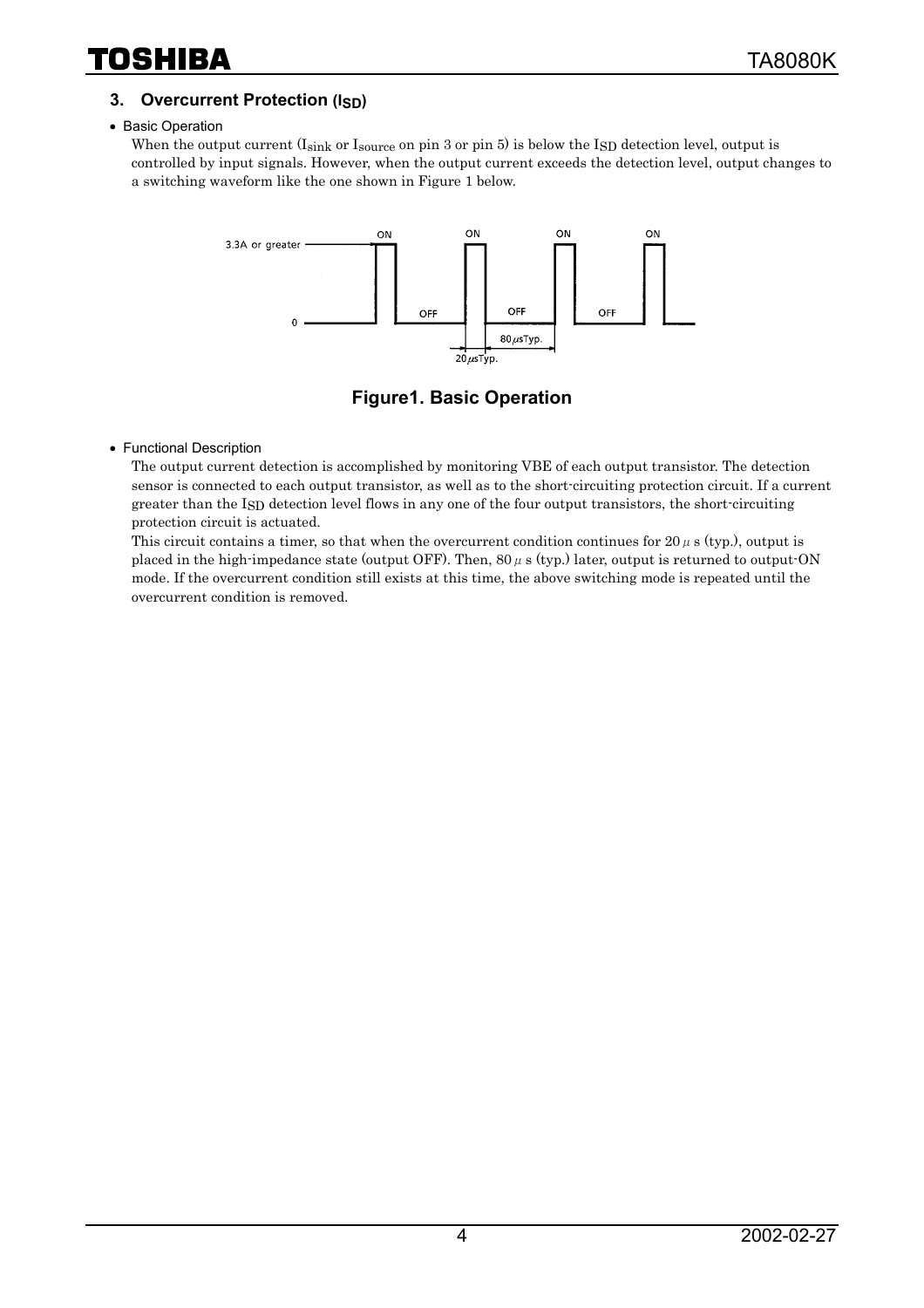## 3. Overcurrent Protection ($I_{SD}$)

- Basic Operation

  When the output current ($I_{sink}$ or $I_{source}$ on pin 3 or pin 5) is below the $I_{SD}$ detection level, output is controlled by input signals. However, when the output current exceeds the detection level, output changes to a switching waveform like the one shown in Figure 1 below.

**Figure1. Basic Operation**

- Functional Description

  The output current detection is accomplished by monitoring VBE of each output transistor. The detection sensor is connected to each output transistor, as well as to the short-circuiting protection circuit. If a current greater than the $I_{SD}$ detection level flows in any one of the four output transistors, the short-circuiting protection circuit is actuated.

  This circuit contains a timer, so that when the overcurrent condition continues for 20 μs (typ.), output is placed in the high-impedance state (output OFF). Then, 80 μs (typ.) later, output is returned to output-ON mode. If the overcurrent condition still exists at this time, the above switching mode is repeated until the overcurrent condition is removed.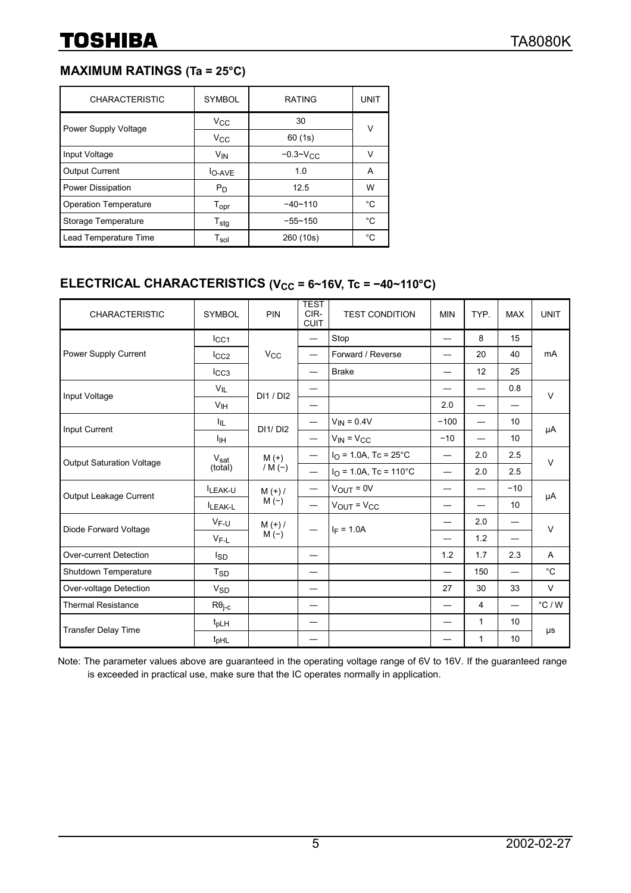## MAXIMUM RATINGS (Ta = 25°C)

| CHARACTERISTIC | SYMBOL | RATING | UNIT |
|---|---|---|---|
| Power Supply Voltage | $V_{CC}$ | 30 | V |
| | $V_{CC}$ | 60 (1s) | |
| Input Voltage | $V_{IN}$ | $-0.3$~$V_{CC}$ | V |
| Output Current | $I_{O\text{-}AVE}$ | 1.0 | A |
| Power Dissipation | $P_D$ | 12.5 | W |
| Operation Temperature | $T_{opr}$ | −40~110 | °C |
| Storage Temperature | $T_{stg}$ | −55~150 | °C |
| Lead Temperature Time | $T_{sol}$ | 260 (10s) | °C |

## ELECTRICAL CHARACTERISTICS ($V_{CC}$ = 6~16V, Tc = −40~110°C)

| CHARACTERISTIC | SYMBOL | PIN | TEST CIR-CUIT | TEST CONDITION | MIN | TYP. | MAX | UNIT |
|---|---|---|---|---|---|---|---|---|
| Power Supply Current | $I_{CC1}$ | $V_{CC}$ | — | Stop | — | 8 | 15 | mA |
| | $I_{CC2}$ | | — | Forward / Reverse | — | 20 | 40 | |
| | $I_{CC3}$ | | — | Brake | — | 12 | 25 | |
| Input Voltage | $V_{IL}$ | DI1 / DI2 | — | | — | — | 0.8 | V |
| | $V_{IH}$ | | — | | 2.0 | — | — | |
| Input Current | $I_{IL}$ | DI1/ DI2 | — | $V_{IN}$ = 0.4V | −100 | — | 10 | μA |
| | $I_{IH}$ | | — | $V_{IN}$ = $V_{CC}$ | −10 | — | 10 | |
| Output Saturation Voltage | $V_{sat}$ (total) | M (+) / M (−) | — | $I_O$ = 1.0A, Tc = 25°C | — | 2.0 | 2.5 | V |
| | | | — | $I_O$ = 1.0A, Tc = 110°C | — | 2.0 | 2.5 | |
| Output Leakage Current | $I_{LEAK\text{-}U}$ | M (+) / M (−) | — | $V_{OUT}$ = 0V | — | — | −10 | μA |
| | $I_{LEAK\text{-}L}$ | | — | $V_{OUT}$ = $V_{CC}$ | — | — | 10 | |
| Diode Forward Voltage | $V_{F\text{-}U}$ | M (+) / M (−) | — | $I_F$ = 1.0A | — | 2.0 | — | V |
| | $V_{F\text{-}L}$ | | | | — | 1.2 | — | |
| Over-current Detection | $I_{SD}$ | | — | | 1.2 | 1.7 | 2.3 | A |
| Shutdown Temperature | $T_{SD}$ | | — | | — | 150 | — | °C |
| Over-voltage Detection | $V_{SD}$ | | — | | 27 | 30 | 33 | V |
| Thermal Resistance | $R\theta_{j\text{-}c}$ | | — | | — | 4 | — | °C / W |
| Transfer Delay Time | $t_{pLH}$ | | — | | — | 1 | 10 | μs |
| | $t_{pHL}$ | | — | | — | 1 | 10 | |

Note: The parameter values above are guaranteed in the operating voltage range of 6V to 16V. If the guaranteed range is exceeded in practical use, make sure that the IC operates normally in application.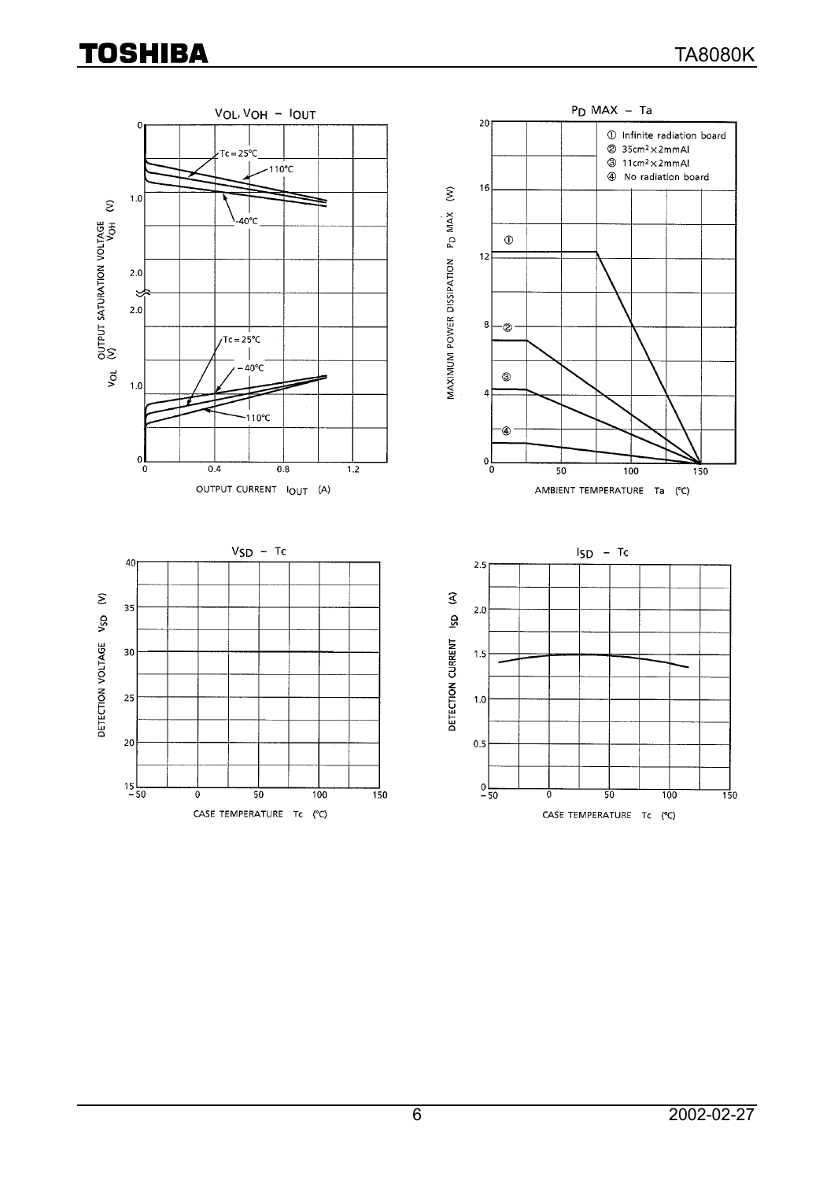$V_{OL}$, $V_{OH}$ – $I_{OUT}$

OUTPUT SATURATION VOLTAGE $V_{OH}$ (V)

$V_{OL}$ (V)

OUTPUT CURRENT $I_{OUT}$ (A)

Tc = 25°C, 110°C, −40°C

$P_D$ MAX – Ta

① Infinite radiation board
② 35cm² × 2mmAl
③ 11cm² × 2mmAl
④ No radiation board

MAXIMUM POWER DISSIPATION $P_D$ MAX (W)

AMBIENT TEMPERATURE Ta (°C)

$V_{SD}$ – Tc

DETECTION VOLTAGE $V_{SD}$ (V)

CASE TEMPERATURE Tc (°C)

$I_{SD}$ – Tc

DETECTION CURRENT $I_{SD}$ (A)

CASE TEMPERATURE Tc (°C)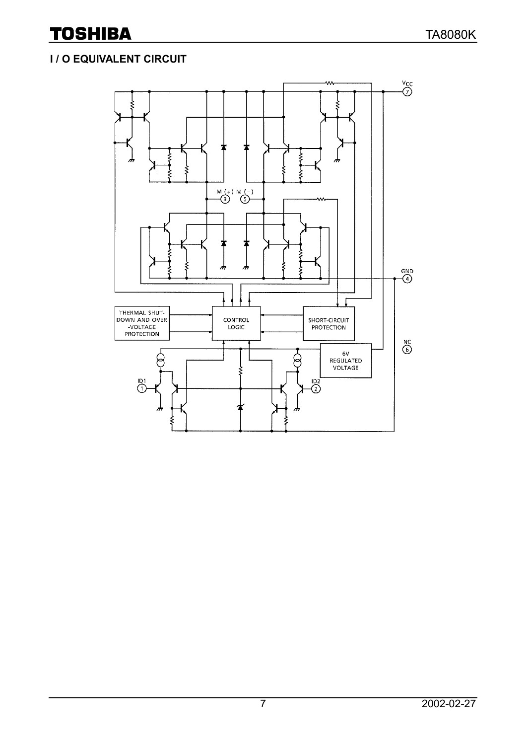## I / O EQUIVALENT CIRCUIT

THERMAL SHUT-DOWN AND OVER-VOLTAGE PROTECTION

CONTROL LOGIC

SHORT-CIRCUIT PROTECTION

6V REGULATED VOLTAGE

$V_{CC}$ 7

M (+) 3

M (−) 5

GND 4

NC 6

ID1 1

ID2 2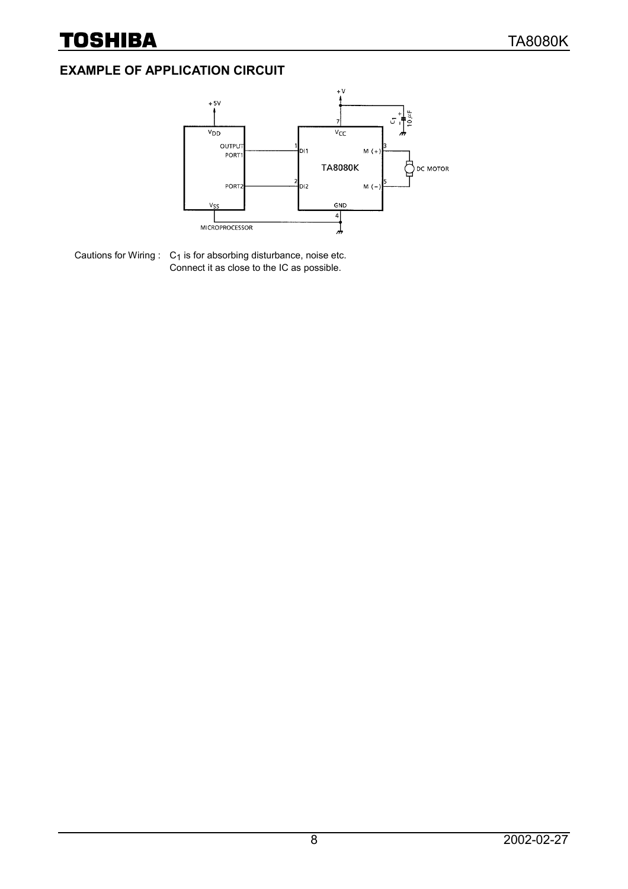## EXAMPLE OF APPLICATION CIRCUIT

Cautions for Wiring : $C_1$ is for absorbing disturbance, noise etc.
Connect it as close to the IC as possible.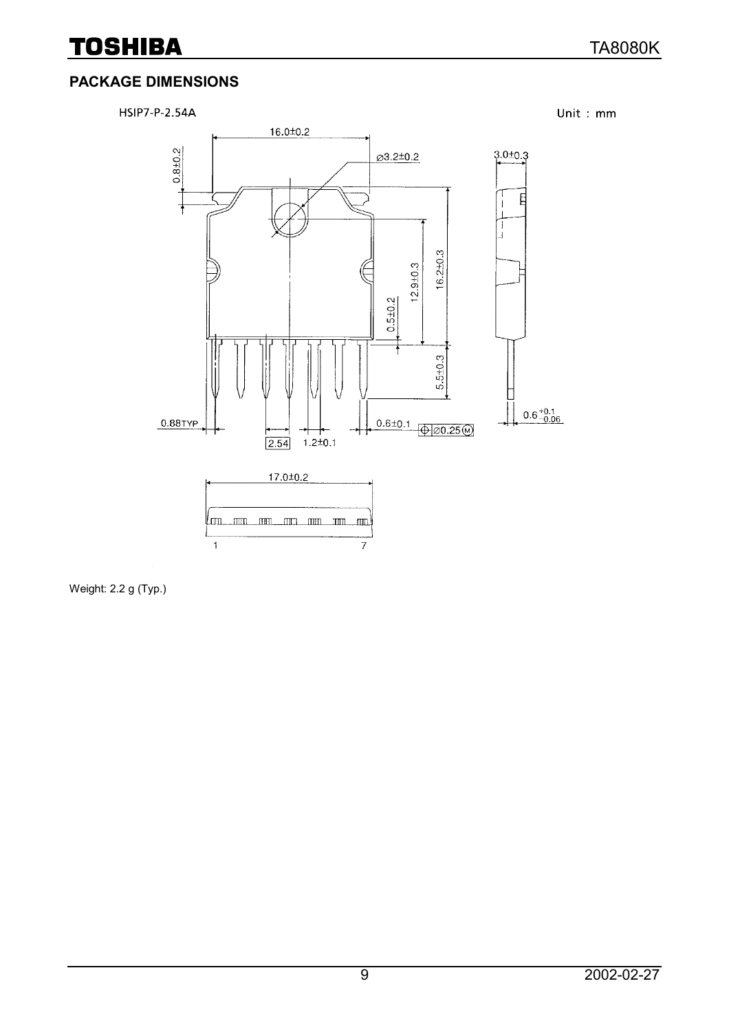## PACKAGE DIMENSIONS

HSIP7-P-2.54A

Unit : mm

Weight: 2.2 g (Typ.)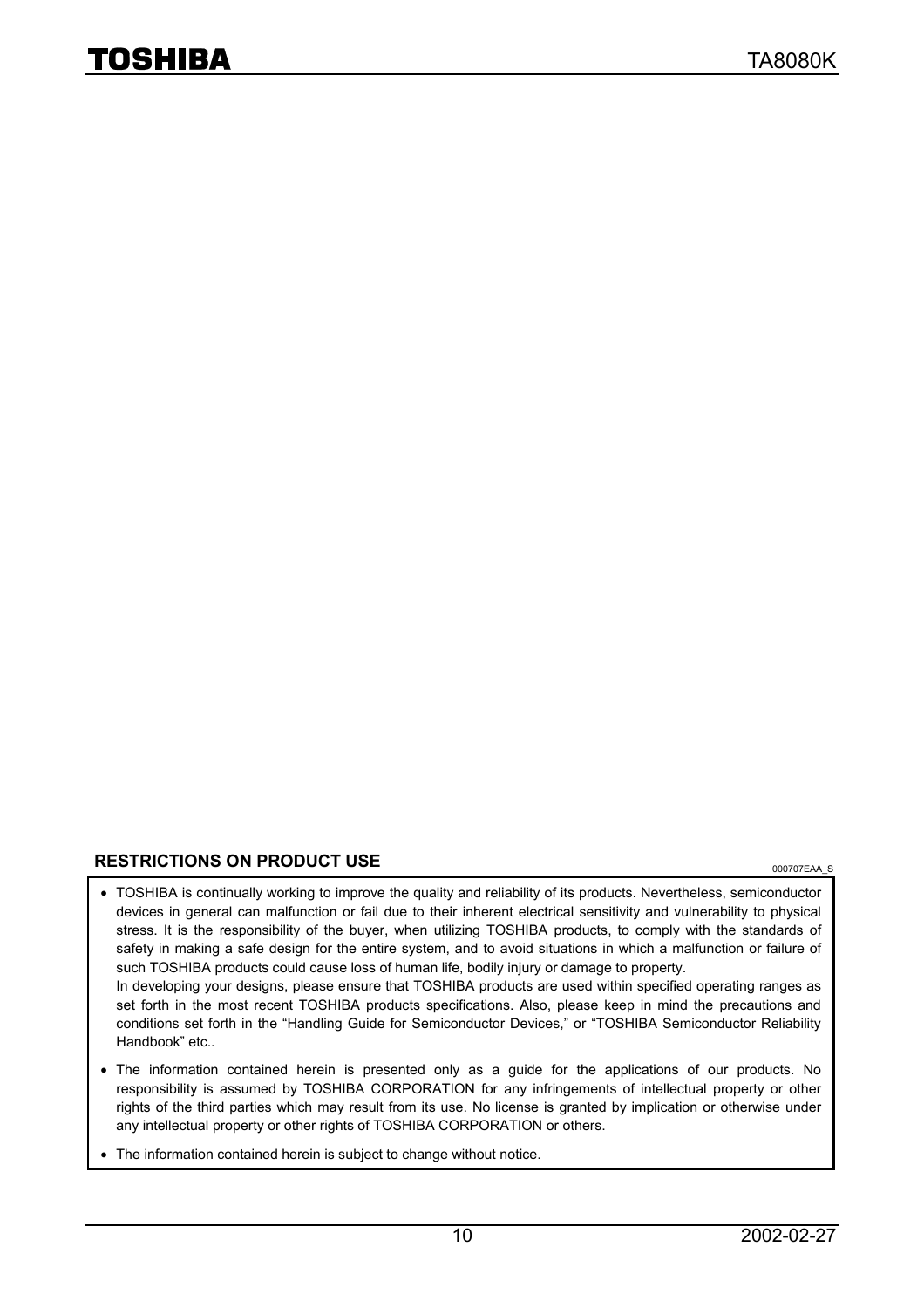## RESTRICTIONS ON PRODUCT USE

000707EAA_S

- TOSHIBA is continually working to improve the quality and reliability of its products. Nevertheless, semiconductor devices in general can malfunction or fail due to their inherent electrical sensitivity and vulnerability to physical stress. It is the responsibility of the buyer, when utilizing TOSHIBA products, to comply with the standards of safety in making a safe design for the entire system, and to avoid situations in which a malfunction or failure of such TOSHIBA products could cause loss of human life, bodily injury or damage to property.
  In developing your designs, please ensure that TOSHIBA products are used within specified operating ranges as set forth in the most recent TOSHIBA products specifications. Also, please keep in mind the precautions and conditions set forth in the "Handling Guide for Semiconductor Devices," or "TOSHIBA Semiconductor Reliability Handbook" etc..
- The information contained herein is presented only as a guide for the applications of our products. No responsibility is assumed by TOSHIBA CORPORATION for any infringements of intellectual property or other rights of the third parties which may result from its use. No license is granted by implication or otherwise under any intellectual property or other rights of TOSHIBA CORPORATION or others.
- The information contained herein is subject to change without notice.